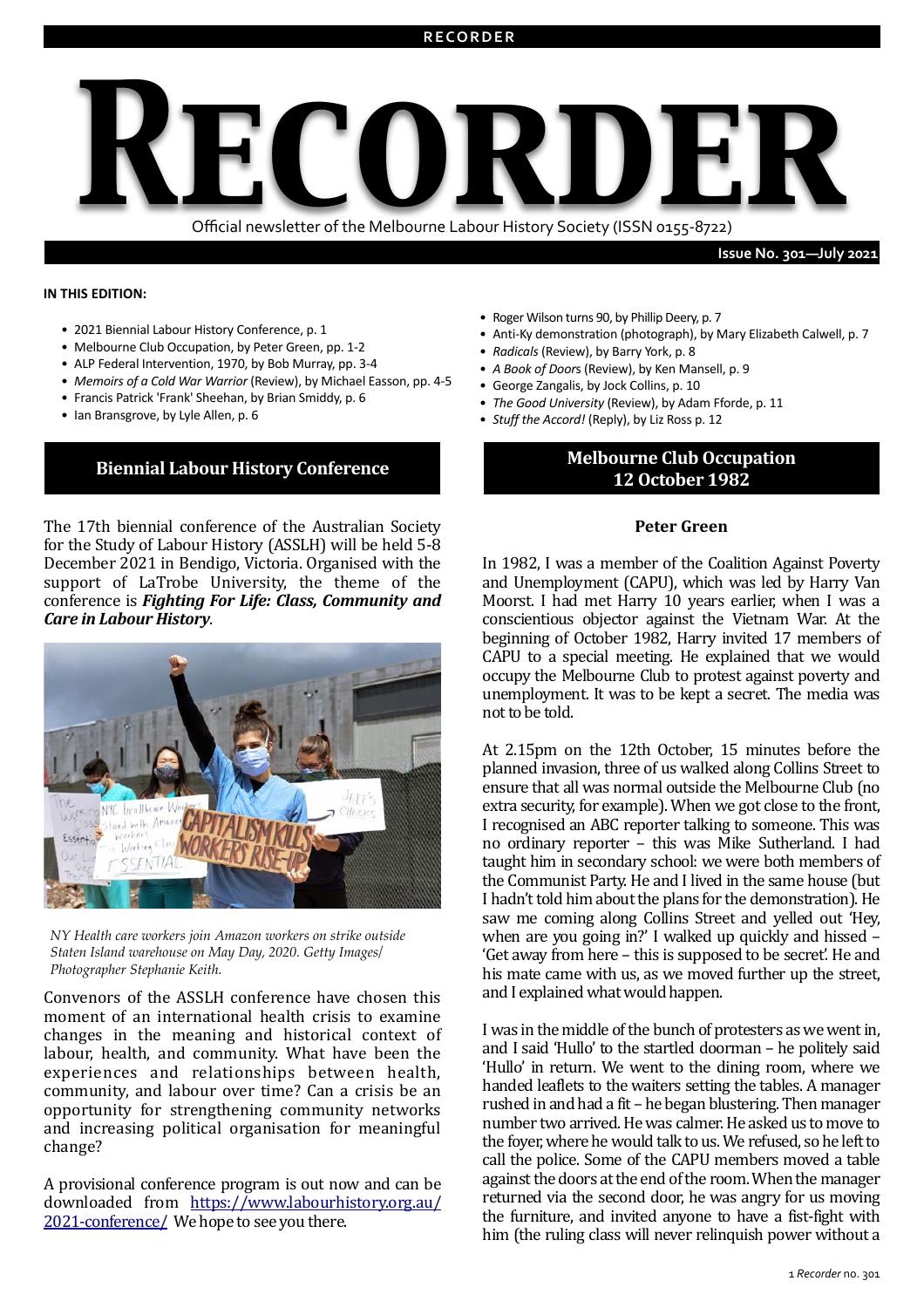# RECORDER

Official newsletter of the Melbourne Labour History Society (ISSN 0155-8722)

**Issue No. 301—July 2021**

**IN THIS EDITION:**

- 2021 Biennial Labour History Conference, p. 1
- Melbourne Club Occupation, by Peter Green, pp. 1-2
- ALP Federal Intervention, 1970, by Bob Murray, pp. 3-4
- *Memoirs of a Cold War Warrior* (Review), by Michael Easson, pp. 4-5
- Francis Patrick 'Frank' Sheehan, by Brian Smiddy, p. 6
- Ian Bransgrove, by Lyle Allen, p. 6
- Roger Wilson turns 90, by Phillip Deery, p. 7
- Anti-Ky demonstration (photograph), by Mary Elizabeth Calwell, p. 7
- *Radicals* (Review), by Barry York, p. 8
- *A Book of Doors* (Review), by Ken Mansell, p. 9
- George Zangalis, by Jock Collins, p. 10
- *The Good University* (Review), by Adam Fforde, p. 11
- *Stuff the Accord!* (Reply), by Liz Ross p. 12

## Biennial Labour History Conference

The 17th biennial conference of the Australian Society for the Study of Labour History (ASSLH) will be held 5-8 December 2021 in Bendigo, Victoria. Organised with the support of LaTrobe University, the theme of the conference is ***Fighting For Life: Class, Community and Care in Labour History***.

*NY Health care workers join Amazon workers on strike outside Staten Island warehouse on May Day, 2020. Getty Images/ Photographer Stephanie Keith.*

Convenors of the ASSLH conference have chosen this moment of an international health crisis to examine changes in the meaning and historical context of labour, health, and community. What have been the experiences and relationships between health, community, and labour over time? Can a crisis be an opportunity for strengthening community networks and increasing political organisation for meaningful change?

A provisional conference program is out now and can be downloaded from [https://www.labourhistory.org.au/2021-conference/](https://www.labourhistory.org.au/2021-conference/) We hope to see you there.

## Melbourne Club Occupation 12 October 1982

**Peter Green**

In 1982, I was a member of the Coalition Against Poverty and Unemployment (CAPU), which was led by Harry Van Moorst. I had met Harry 10 years earlier, when I was a conscientious objector against the Vietnam War. At the beginning of October 1982, Harry invited 17 members of CAPU to a special meeting. He explained that we would occupy the Melbourne Club to protest against poverty and unemployment. It was to be kept a secret. The media was not to be told.

At 2.15pm on the 12th October, 15 minutes before the planned invasion, three of us walked along Collins Street to ensure that all was normal outside the Melbourne Club (no extra security, for example). When we got close to the front, I recognised an ABC reporter talking to someone. This was no ordinary reporter – this was Mike Sutherland. I had taught him in secondary school: we were both members of the Communist Party. He and I lived in the same house (but I hadn't told him about the plans for the demonstration). He saw me coming along Collins Street and yelled out 'Hey, when are you going in?' I walked up quickly and hissed – 'Get away from here – this is supposed to be secret'. He and his mate came with us, as we moved further up the street, and I explained what would happen.

I was in the middle of the bunch of protesters as we went in, and I said 'Hullo' to the startled doorman – he politely said 'Hullo' in return. We went to the dining room, where we handed leaflets to the waiters setting the tables. A manager rushed in and had a fit – he began blustering. Then manager number two arrived. He was calmer. He asked us to move to the foyer, where he would talk to us. We refused, so he left to call the police. Some of the CAPU members moved a table against the doors at the end of the room. When the manager returned via the second door, he was angry for us moving the furniture, and invited anyone to have a fist-fight with him (the ruling class will never relinquish power without a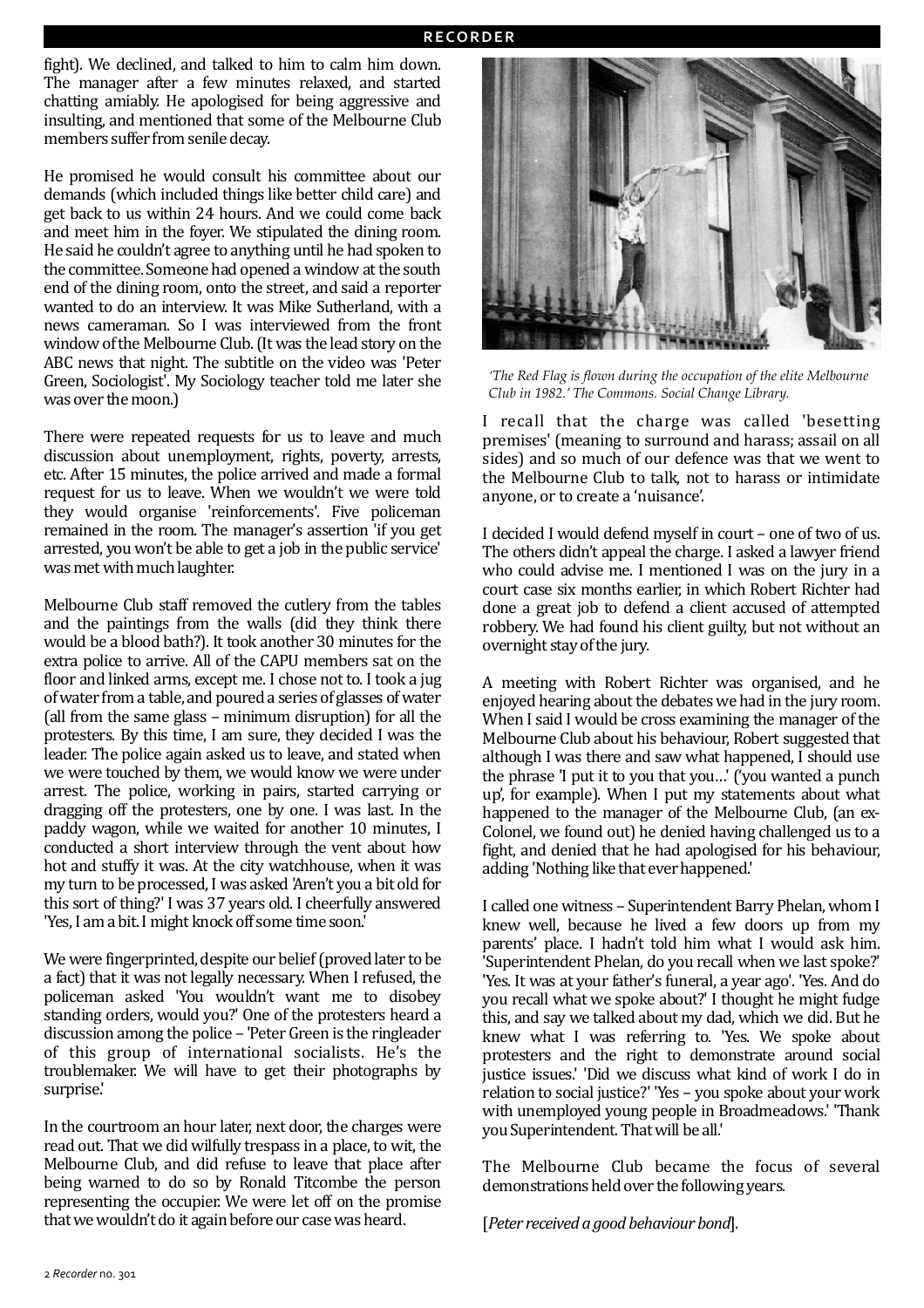fight). We declined, and talked to him to calm him down. The manager after a few minutes relaxed, and started chatting amiably. He apologised for being aggressive and insulting, and mentioned that some of the Melbourne Club members suffer from senile decay.

He promised he would consult his committee about our demands (which included things like better child care) and get back to us within 24 hours. And we could come back and meet him in the foyer. We stipulated the dining room. He said he couldn't agree to anything until he had spoken to the committee. Someone had opened a window at the south end of the dining room, onto the street, and said a reporter wanted to do an interview. It was Mike Sutherland, with a news cameraman. So I was interviewed from the front window of the Melbourne Club. (It was the lead story on the ABC news that night. The subtitle on the video was 'Peter Green, Sociologist'. My Sociology teacher told me later she was over the moon.)

There were repeated requests for us to leave and much discussion about unemployment, rights, poverty, arrests, etc. After 15 minutes, the police arrived and made a formal request for us to leave. When we wouldn't we were told they would organise 'reinforcements'. Five policeman remained in the room. The manager's assertion 'if you get arrested, you won't be able to get a job in the public service' was met with much laughter.

Melbourne Club staff removed the cutlery from the tables and the paintings from the walls (did they think there would be a blood bath?). It took another 30 minutes for the extra police to arrive. All of the CAPU members sat on the floor and linked arms, except me. I chose not to. I took a jug of water from a table, and poured a series of glasses of water (all from the same glass – minimum disruption) for all the protesters. By this time, I am sure, they decided I was the leader. The police again asked us to leave, and stated when we were touched by them, we would know we were under arrest. The police, working in pairs, started carrying or dragging off the protesters, one by one. I was last. In the paddy wagon, while we waited for another 10 minutes, I conducted a short interview through the vent about how hot and stuffy it was. At the city watchhouse, when it was my turn to be processed, I was asked 'Aren't you a bit old for this sort of thing?' I was 37 years old. I cheerfully answered 'Yes, I am a bit. I might knock off some time soon.'

We were fingerprinted, despite our belief (proved later to be a fact) that it was not legally necessary. When I refused, the policeman asked 'You wouldn't want me to disobey standing orders, would you?' One of the protesters heard a discussion among the police – 'Peter Green is the ringleader of this group of international socialists. He's the troublemaker. We will have to get their photographs by surprise.'

In the courtroom an hour later, next door, the charges were read out. That we did wilfully trespass in a place, to wit, the Melbourne Club, and did refuse to leave that place after being warned to do so by Ronald Titcombe the person representing the occupier. We were let off on the promise that we wouldn't do it again before our case was heard.

*'The Red Flag is flown during the occupation of the elite Melbourne Club in 1982.' The Commons. Social Change Library.*

I recall that the charge was called 'besetting premises' (meaning to surround and harass; assail on all sides) and so much of our defence was that we went to the Melbourne Club to talk, not to harass or intimidate anyone, or to create a 'nuisance'.

I decided I would defend myself in court – one of two of us. The others didn't appeal the charge. I asked a lawyer friend who could advise me. I mentioned I was on the jury in a court case six months earlier, in which Robert Richter had done a great job to defend a client accused of attempted robbery. We had found his client guilty, but not without an overnight stay of the jury.

A meeting with Robert Richter was organised, and he enjoyed hearing about the debates we had in the jury room. When I said I would be cross examining the manager of the Melbourne Club about his behaviour, Robert suggested that although I was there and saw what happened, I should use the phrase 'I put it to you that you…' ('you wanted a punch up', for example). When I put my statements about what happened to the manager of the Melbourne Club, (an ex-Colonel, we found out) he denied having challenged us to a fight, and denied that he had apologised for his behaviour, adding 'Nothing like that ever happened.'

I called one witness – Superintendent Barry Phelan, whom I knew well, because he lived a few doors up from my parents' place. I hadn't told him what I would ask him. 'Superintendent Phelan, do you recall when we last spoke?' 'Yes. It was at your father's funeral, a year ago'. 'Yes. And do you recall what we spoke about?' I thought he might fudge this, and say we talked about my dad, which we did. But he knew what I was referring to. 'Yes. We spoke about protesters and the right to demonstrate around social justice issues.' 'Did we discuss what kind of work I do in relation to social justice?' 'Yes – you spoke about your work with unemployed young people in Broadmeadows.' 'Thank you Superintendent. That will be all.'

The Melbourne Club became the focus of several demonstrations held over the following years.

[*Peter received a good behaviour bond*].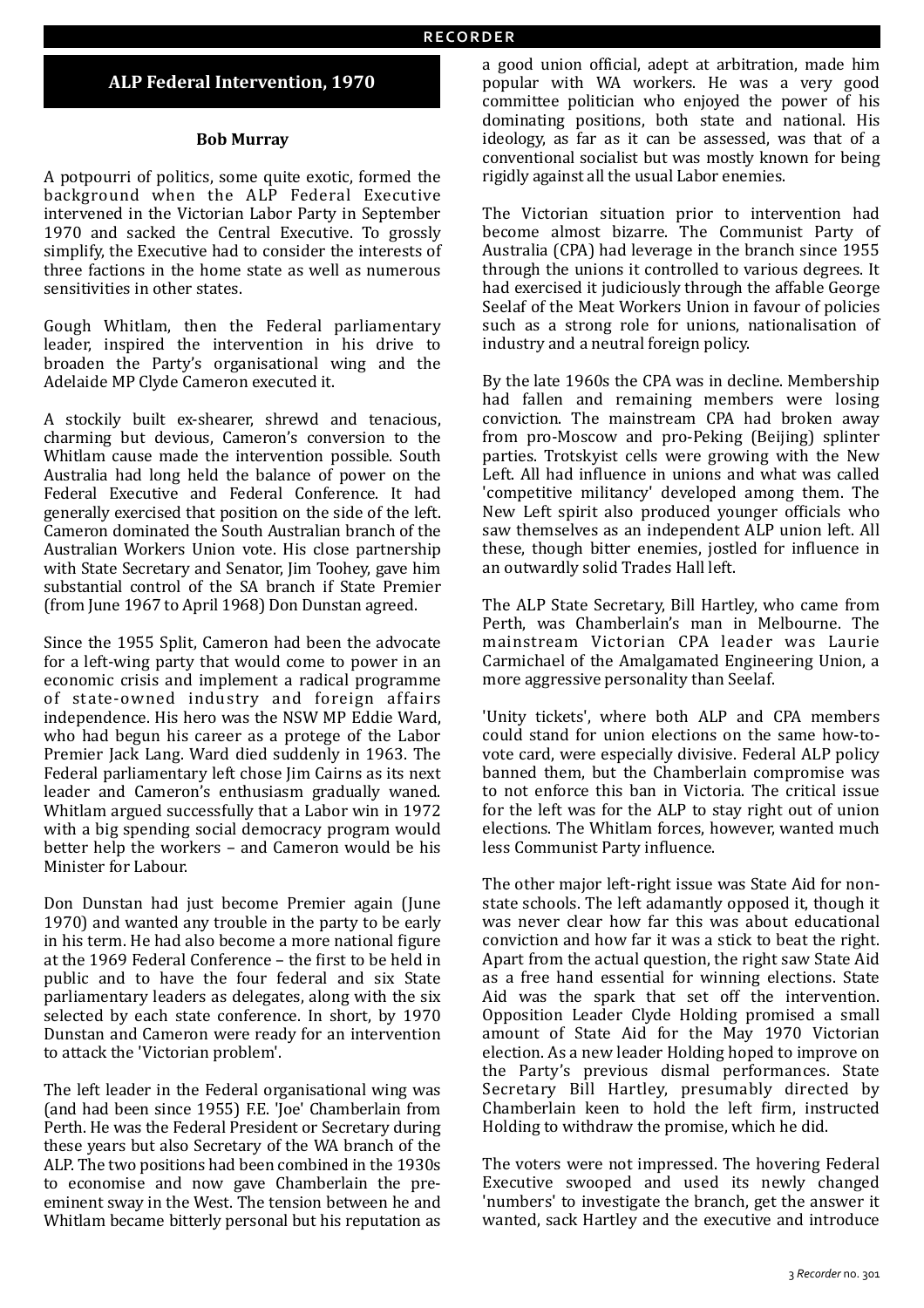## ALP Federal Intervention, 1970

**Bob Murray**

A potpourri of politics, some quite exotic, formed the background when the ALP Federal Executive intervened in the Victorian Labor Party in September 1970 and sacked the Central Executive. To grossly simplify, the Executive had to consider the interests of three factions in the home state as well as numerous sensitivities in other states.

Gough Whitlam, then the Federal parliamentary leader, inspired the intervention in his drive to broaden the Party's organisational wing and the Adelaide MP Clyde Cameron executed it.

A stockily built ex-shearer, shrewd and tenacious, charming but devious, Cameron's conversion to the Whitlam cause made the intervention possible. South Australia had long held the balance of power on the Federal Executive and Federal Conference. It had generally exercised that position on the side of the left. Cameron dominated the South Australian branch of the Australian Workers Union vote. His close partnership with State Secretary and Senator, Jim Toohey, gave him substantial control of the SA branch if State Premier (from June 1967 to April 1968) Don Dunstan agreed.

Since the 1955 Split, Cameron had been the advocate for a left-wing party that would come to power in an economic crisis and implement a radical programme of state-owned industry and foreign affairs independence. His hero was the NSW MP Eddie Ward, who had begun his career as a protege of the Labor Premier Jack Lang. Ward died suddenly in 1963. The Federal parliamentary left chose Jim Cairns as its next leader and Cameron's enthusiasm gradually waned. Whitlam argued successfully that a Labor win in 1972 with a big spending social democracy program would better help the workers – and Cameron would be his Minister for Labour.

Don Dunstan had just become Premier again (June 1970) and wanted any trouble in the party to be early in his term. He had also become a more national figure at the 1969 Federal Conference – the first to be held in public and to have the four federal and six State parliamentary leaders as delegates, along with the six selected by each state conference. In short, by 1970 Dunstan and Cameron were ready for an intervention to attack the 'Victorian problem'.

The left leader in the Federal organisational wing was (and had been since 1955) F.E. 'Joe' Chamberlain from Perth. He was the Federal President or Secretary during these years but also Secretary of the WA branch of the ALP. The two positions had been combined in the 1930s to economise and now gave Chamberlain the pre-eminent sway in the West. The tension between he and Whitlam became bitterly personal but his reputation as a good union official, adept at arbitration, made him popular with WA workers. He was a very good committee politician who enjoyed the power of his dominating positions, both state and national. His ideology, as far as it can be assessed, was that of a conventional socialist but was mostly known for being rigidly against all the usual Labor enemies.

The Victorian situation prior to intervention had become almost bizarre. The Communist Party of Australia (CPA) had leverage in the branch since 1955 through the unions it controlled to various degrees. It had exercised it judiciously through the affable George Seelaf of the Meat Workers Union in favour of policies such as a strong role for unions, nationalisation of industry and a neutral foreign policy.

By the late 1960s the CPA was in decline. Membership had fallen and remaining members were losing conviction. The mainstream CPA had broken away from pro-Moscow and pro-Peking (Beijing) splinter parties. Trotskyist cells were growing with the New Left. All had influence in unions and what was called 'competitive militancy' developed among them. The New Left spirit also produced younger officials who saw themselves as an independent ALP union left. All these, though bitter enemies, jostled for influence in an outwardly solid Trades Hall left.

The ALP State Secretary, Bill Hartley, who came from Perth, was Chamberlain's man in Melbourne. The mainstream Victorian CPA leader was Laurie Carmichael of the Amalgamated Engineering Union, a more aggressive personality than Seelaf.

'Unity tickets', where both ALP and CPA members could stand for union elections on the same how-to-vote card, were especially divisive. Federal ALP policy banned them, but the Chamberlain compromise was to not enforce this ban in Victoria. The critical issue for the left was for the ALP to stay right out of union elections. The Whitlam forces, however, wanted much less Communist Party influence.

The other major left-right issue was State Aid for non-state schools. The left adamantly opposed it, though it was never clear how far this was about educational conviction and how far it was a stick to beat the right. Apart from the actual question, the right saw State Aid as a free hand essential for winning elections. State Aid was the spark that set off the intervention. Opposition Leader Clyde Holding promised a small amount of State Aid for the May 1970 Victorian election. As a new leader Holding hoped to improve on the Party's previous dismal performances. State Secretary Bill Hartley, presumably directed by Chamberlain keen to hold the left firm, instructed Holding to withdraw the promise, which he did.

The voters were not impressed. The hovering Federal Executive swooped and used its newly changed 'numbers' to investigate the branch, get the answer it wanted, sack Hartley and the executive and introduce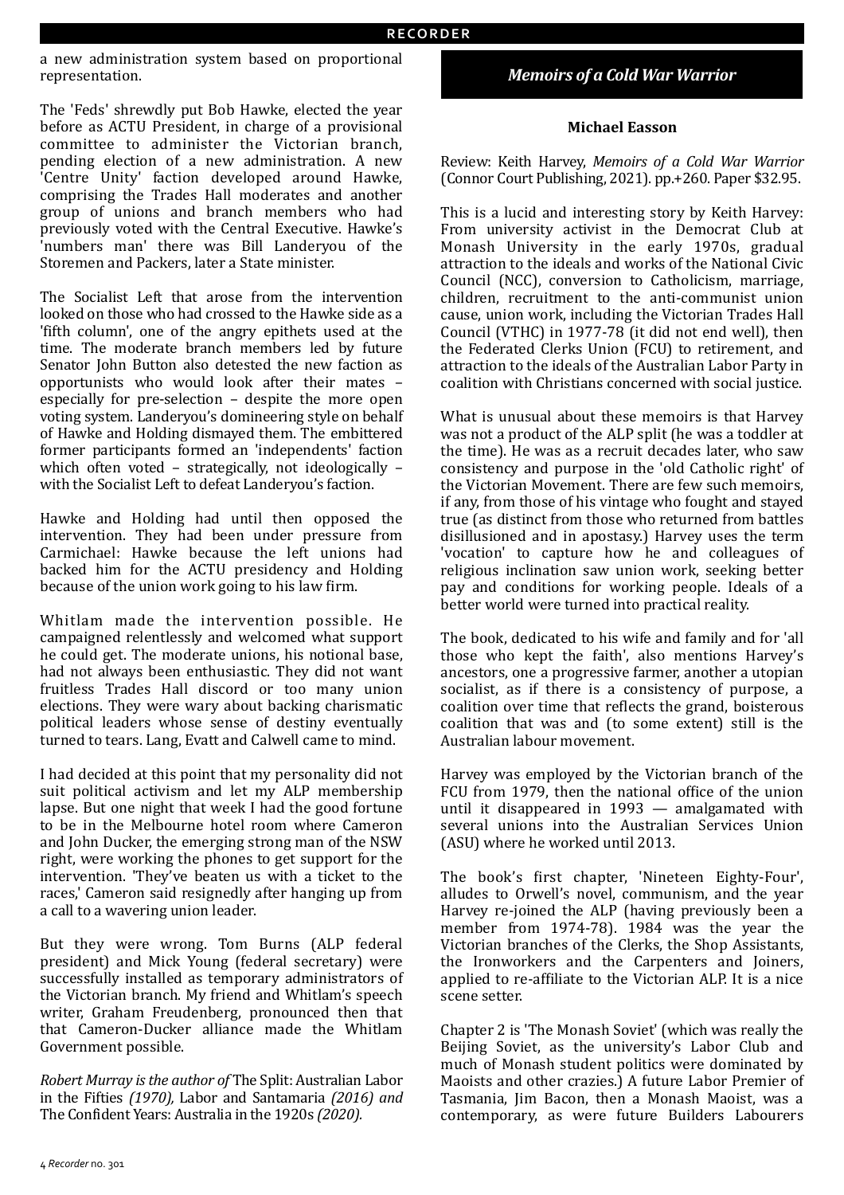a new administration system based on proportional representation.

The 'Feds' shrewdly put Bob Hawke, elected the year before as ACTU President, in charge of a provisional committee to administer the Victorian branch, pending election of a new administration. A new 'Centre Unity' faction developed around Hawke, comprising the Trades Hall moderates and another group of unions and branch members who had previously voted with the Central Executive. Hawke's 'numbers man' there was Bill Landeryou of the Storemen and Packers, later a State minister.

The Socialist Left that arose from the intervention looked on those who had crossed to the Hawke side as a 'fifth column', one of the angry epithets used at the time. The moderate branch members led by future Senator John Button also detested the new faction as opportunists who would look after their mates – especially for pre-selection – despite the more open voting system. Landeryou's domineering style on behalf of Hawke and Holding dismayed them. The embittered former participants formed an 'independents' faction which often voted – strategically, not ideologically – with the Socialist Left to defeat Landeryou's faction.

Hawke and Holding had until then opposed the intervention. They had been under pressure from Carmichael: Hawke because the left unions had backed him for the ACTU presidency and Holding because of the union work going to his law firm.

Whitlam made the intervention possible. He campaigned relentlessly and welcomed what support he could get. The moderate unions, his notional base, had not always been enthusiastic. They did not want fruitless Trades Hall discord or too many union elections. They were wary about backing charismatic political leaders whose sense of destiny eventually turned to tears. Lang, Evatt and Calwell came to mind.

I had decided at this point that my personality did not suit political activism and let my ALP membership lapse. But one night that week I had the good fortune to be in the Melbourne hotel room where Cameron and John Ducker, the emerging strong man of the NSW right, were working the phones to get support for the intervention. 'They've beaten us with a ticket to the races,' Cameron said resignedly after hanging up from a call to a wavering union leader.

But they were wrong. Tom Burns (ALP federal president) and Mick Young (federal secretary) were successfully installed as temporary administrators of the Victorian branch. My friend and Whitlam's speech writer, Graham Freudenberg, pronounced then that that Cameron-Ducker alliance made the Whitlam Government possible.

*Robert Murray is the author of* The Split: Australian Labor in the Fifties *(1970),* Labor and Santamaria *(2016) and* The Confident Years: Australia in the 1920s *(2020).*

## *Memoirs of a Cold War Warrior*

### Michael Easson

Review: Keith Harvey, *Memoirs of a Cold War Warrior* (Connor Court Publishing, 2021). pp.+260. Paper $32.95.

This is a lucid and interesting story by Keith Harvey: From university activist in the Democrat Club at Monash University in the early 1970s, gradual attraction to the ideals and works of the National Civic Council (NCC), conversion to Catholicism, marriage, children, recruitment to the anti-communist union cause, union work, including the Victorian Trades Hall Council (VTHC) in 1977-78 (it did not end well), then the Federated Clerks Union (FCU) to retirement, and attraction to the ideals of the Australian Labor Party in coalition with Christians concerned with social justice.

What is unusual about these memoirs is that Harvey was not a product of the ALP split (he was a toddler at the time). He was as a recruit decades later, who saw consistency and purpose in the 'old Catholic right' of the Victorian Movement. There are few such memoirs, if any, from those of his vintage who fought and stayed true (as distinct from those who returned from battles disillusioned and in apostasy.) Harvey uses the term 'vocation' to capture how he and colleagues of religious inclination saw union work, seeking better pay and conditions for working people. Ideals of a better world were turned into practical reality.

The book, dedicated to his wife and family and for 'all those who kept the faith', also mentions Harvey's ancestors, one a progressive farmer, another a utopian socialist, as if there is a consistency of purpose, a coalition over time that reflects the grand, boisterous coalition that was and (to some extent) still is the Australian labour movement.

Harvey was employed by the Victorian branch of the FCU from 1979, then the national office of the union until it disappeared in 1993 — amalgamated with several unions into the Australian Services Union (ASU) where he worked until 2013.

The book's first chapter, 'Nineteen Eighty-Four', alludes to Orwell's novel, communism, and the year Harvey re-joined the ALP (having previously been a member from 1974-78). 1984 was the year the Victorian branches of the Clerks, the Shop Assistants, the Ironworkers and the Carpenters and Joiners, applied to re-affiliate to the Victorian ALP. It is a nice scene setter.

Chapter 2 is 'The Monash Soviet' (which was really the Beijing Soviet, as the university's Labor Club and much of Monash student politics were dominated by Maoists and other crazies.) A future Labor Premier of Tasmania, Jim Bacon, then a Monash Maoist, was a contemporary, as were future Builders Labourers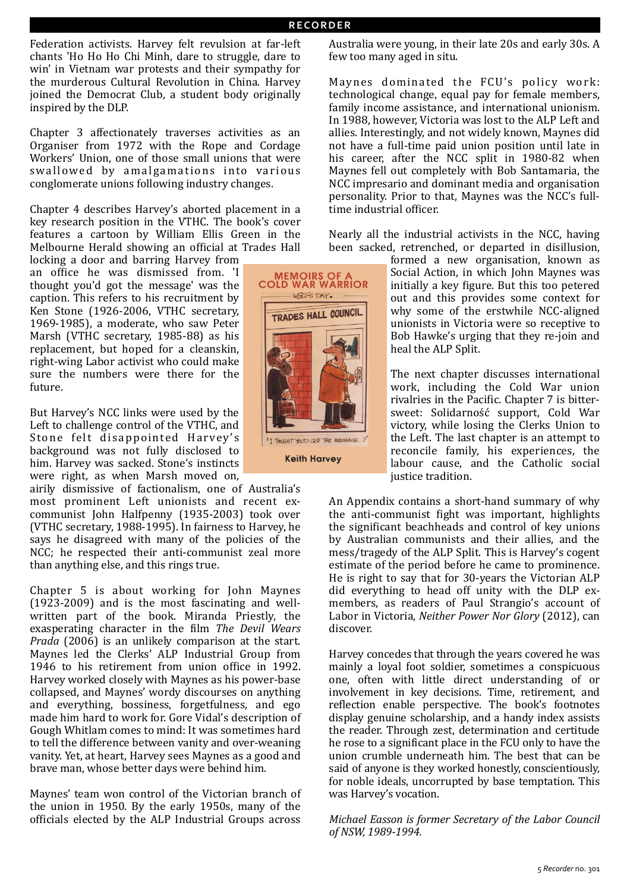Federation activists. Harvey felt revulsion at far-left chants 'Ho Ho Ho Chi Minh, dare to struggle, dare to win' in Vietnam war protests and their sympathy for the murderous Cultural Revolution in China. Harvey joined the Democrat Club, a student body originally inspired by the DLP.

Chapter 3 affectionately traverses activities as an Organiser from 1972 with the Rope and Cordage Workers' Union, one of those small unions that were swallowed by amalgamations into various conglomerate unions following industry changes.

Chapter 4 describes Harvey's aborted placement in a key research position in the VTHC. The book's cover features a cartoon by William Ellis Green in the Melbourne Herald showing an official at Trades Hall locking a door and barring Harvey from an office he was dismissed from. 'I thought you'd got the message' was the caption. This refers to his recruitment by Ken Stone (1926-2006, VTHC secretary, 1969-1985), a moderate, who saw Peter Marsh (VTHC secretary, 1985-88) as his replacement, but hoped for a cleanskin, right-wing Labor activist who could make sure the numbers were there for the future.

But Harvey's NCC links were used by the Left to challenge control of the VTHC, and Stone felt disappointed Harvey's background was not fully disclosed to him. Harvey was sacked. Stone's instincts were right, as when Marsh moved on, airily dismissive of factionalism, one of Australia's most prominent Left unionists and recent ex-communist John Halfpenny (1935-2003) took over (VTHC secretary, 1988-1995). In fairness to Harvey, he says he disagreed with many of the policies of the NCC; he respected their anti-communist zeal more than anything else, and this rings true.

Chapter 5 is about working for John Maynes (1923-2009) and is the most fascinating and well-written part of the book. Miranda Priestly, the exasperating character in the film *The Devil Wears Prada* (2006) is an unlikely comparison at the start. Maynes led the Clerks' ALP Industrial Group from 1946 to his retirement from union office in 1992. Harvey worked closely with Maynes as his power-base collapsed, and Maynes' wordy discourses on anything and everything, bossiness, forgetfulness, and ego made him hard to work for. Gore Vidal's description of Gough Whitlam comes to mind: It was sometimes hard to tell the difference between vanity and over-weaning vanity. Yet, at heart, Harvey sees Maynes as a good and brave man, whose better days were behind him.

Maynes' team won control of the Victorian branch of the union in 1950. By the early 1950s, many of the officials elected by the ALP Industrial Groups across Australia were young, in their late 20s and early 30s. A few too many aged in situ.

Maynes dominated the FCU's policy work: technological change, equal pay for female members, family income assistance, and international unionism. In 1988, however, Victoria was lost to the ALP Left and allies. Interestingly, and not widely known, Maynes did not have a full-time paid union position until late in his career, after the NCC split in 1980-82 when Maynes fell out completely with Bob Santamaria, the NCC impresario and dominant media and organisation personality. Prior to that, Maynes was the NCC's full-time industrial officer.

Nearly all the industrial activists in the NCC, having been sacked, retrenched, or departed in disillusion, formed a new organisation, known as Social Action, in which John Maynes was initially a key figure. But this too petered out and this provides some context for why some of the erstwhile NCC-aligned unionists in Victoria were so receptive to Bob Hawke's urging that they re-join and heal the ALP Split.

The next chapter discusses international work, including the Cold War union rivalries in the Pacific. Chapter 7 is bitter-sweet: Solidarność support, Cold War victory, while losing the Clerks Union to the Left. The last chapter is an attempt to reconcile family, his experiences, the labour cause, and the Catholic social justice tradition.

An Appendix contains a short-hand summary of why the anti-communist fight was important, highlights the significant beachheads and control of key unions by Australian communists and their allies, and the mess/tragedy of the ALP Split. This is Harvey's cogent estimate of the period before he came to prominence. He is right to say that for 30-years the Victorian ALP did everything to head off unity with the DLP ex-members, as readers of Paul Strangio's account of Labor in Victoria, *Neither Power Nor Glory* (2012), can discover.

Harvey concedes that through the years covered he was mainly a loyal foot soldier, sometimes a conspicuous one, often with little direct understanding of or involvement in key decisions. Time, retirement, and reflection enable perspective. The book's footnotes display genuine scholarship, and a handy index assists the reader. Through zest, determination and certitude he rose to a significant place in the FCU only to have the union crumble underneath him. The best that can be said of anyone is they worked honestly, conscientiously, for noble ideals, uncorrupted by base temptation. This was Harvey's vocation.

*Michael Easson is former Secretary of the Labor Council of NSW, 1989-1994.*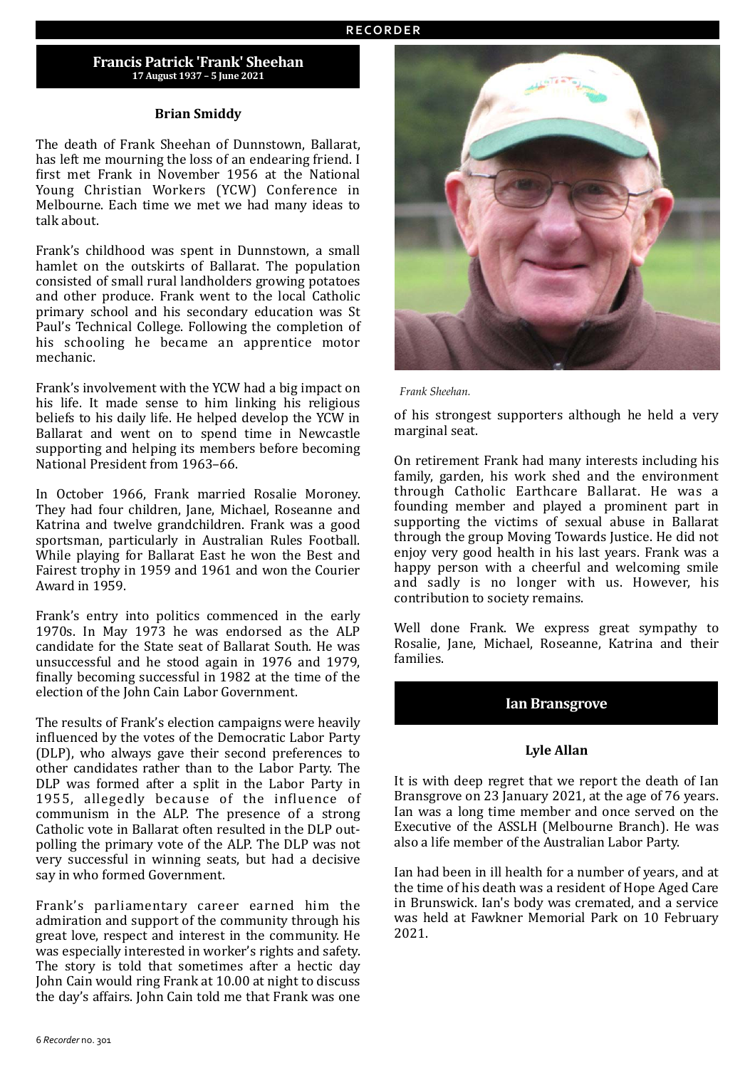## Francis Patrick 'Frank' Sheehan

**17 August 1937 – 5 June 2021**

**Brian Smiddy**

The death of Frank Sheehan of Dunnstown, Ballarat, has left me mourning the loss of an endearing friend. I first met Frank in November 1956 at the National Young Christian Workers (YCW) Conference in Melbourne. Each time we met we had many ideas to talk about.

Frank's childhood was spent in Dunnstown, a small hamlet on the outskirts of Ballarat. The population consisted of small rural landholders growing potatoes and other produce. Frank went to the local Catholic primary school and his secondary education was St Paul's Technical College. Following the completion of his schooling he became an apprentice motor mechanic.

Frank's involvement with the YCW had a big impact on his life. It made sense to him linking his religious beliefs to his daily life. He helped develop the YCW in Ballarat and went on to spend time in Newcastle supporting and helping its members before becoming National President from 1963–66.

In October 1966, Frank married Rosalie Moroney. They had four children, Jane, Michael, Roseanne and Katrina and twelve grandchildren. Frank was a good sportsman, particularly in Australian Rules Football. While playing for Ballarat East he won the Best and Fairest trophy in 1959 and 1961 and won the Courier Award in 1959.

Frank's entry into politics commenced in the early 1970s. In May 1973 he was endorsed as the ALP candidate for the State seat of Ballarat South. He was unsuccessful and he stood again in 1976 and 1979, finally becoming successful in 1982 at the time of the election of the John Cain Labor Government.

The results of Frank's election campaigns were heavily influenced by the votes of the Democratic Labor Party (DLP), who always gave their second preferences to other candidates rather than to the Labor Party. The DLP was formed after a split in the Labor Party in 1955, allegedly because of the influence of communism in the ALP. The presence of a strong Catholic vote in Ballarat often resulted in the DLP out-polling the primary vote of the ALP. The DLP was not very successful in winning seats, but had a decisive say in who formed Government.

Frank's parliamentary career earned him the admiration and support of the community through his great love, respect and interest in the community. He was especially interested in worker's rights and safety. The story is told that sometimes after a hectic day John Cain would ring Frank at 10.00 at night to discuss the day's affairs. John Cain told me that Frank was one of his strongest supporters although he held a very marginal seat.

*Frank Sheehan.*

On retirement Frank had many interests including his family, garden, his work shed and the environment through Catholic Earthcare Ballarat. He was a founding member and played a prominent part in supporting the victims of sexual abuse in Ballarat through the group Moving Towards Justice. He did not enjoy very good health in his last years. Frank was a happy person with a cheerful and welcoming smile and sadly is no longer with us. However, his contribution to society remains.

Well done Frank. We express great sympathy to Rosalie, Jane, Michael, Roseanne, Katrina and their families.

## Ian Bransgrove

**Lyle Allan**

It is with deep regret that we report the death of Ian Bransgrove on 23 January 2021, at the age of 76 years. Ian was a long time member and once served on the Executive of the ASSLH (Melbourne Branch). He was also a life member of the Australian Labor Party.

Ian had been in ill health for a number of years, and at the time of his death was a resident of Hope Aged Care in Brunswick. Ian's body was cremated, and a service was held at Fawkner Memorial Park on 10 February 2021.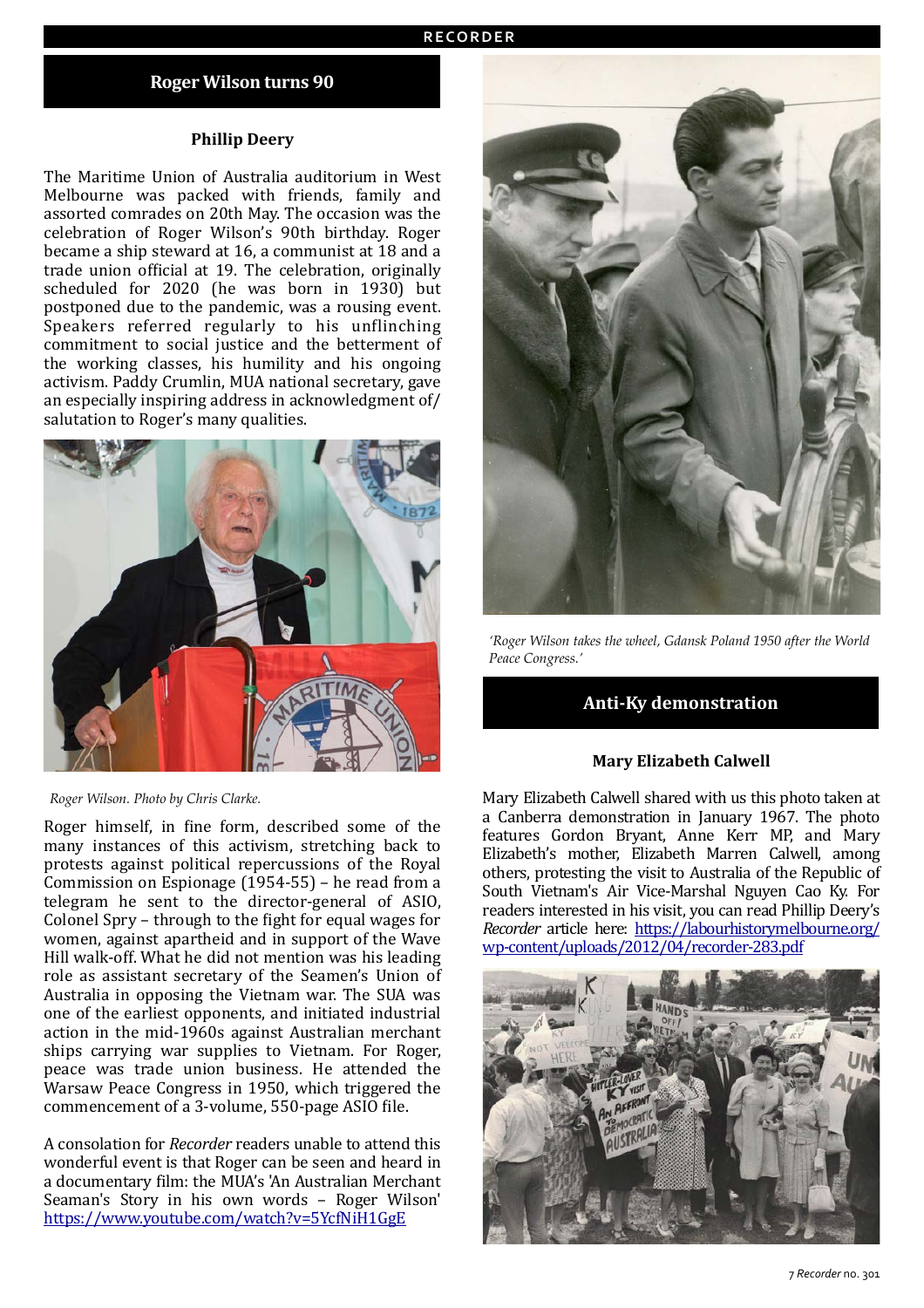## Roger Wilson turns 90

**Phillip Deery**

The Maritime Union of Australia auditorium in West Melbourne was packed with friends, family and assorted comrades on 20th May. The occasion was the celebration of Roger Wilson's 90th birthday. Roger became a ship steward at 16, a communist at 18 and a trade union official at 19. The celebration, originally scheduled for 2020 (he was born in 1930) but postponed due to the pandemic, was a rousing event. Speakers referred regularly to his unflinching commitment to social justice and the betterment of the working classes, his humility and his ongoing activism. Paddy Crumlin, MUA national secretary, gave an especially inspiring address in acknowledgment of/ salutation to Roger's many qualities.

*Roger Wilson. Photo by Chris Clarke.*

Roger himself, in fine form, described some of the many instances of this activism, stretching back to protests against political repercussions of the Royal Commission on Espionage (1954-55) – he read from a telegram he sent to the director-general of ASIO, Colonel Spry – through to the fight for equal wages for women, against apartheid and in support of the Wave Hill walk-off. What he did not mention was his leading role as assistant secretary of the Seamen's Union of Australia in opposing the Vietnam war. The SUA was one of the earliest opponents, and initiated industrial action in the mid-1960s against Australian merchant ships carrying war supplies to Vietnam. For Roger, peace was trade union business. He attended the Warsaw Peace Congress in 1950, which triggered the commencement of a 3-volume, 550-page ASIO file.

A consolation for *Recorder* readers unable to attend this wonderful event is that Roger can be seen and heard in a documentary film: the MUA's 'An Australian Merchant Seaman's Story in his own words – Roger Wilson' https://www.youtube.com/watch?v=5YcfNiH1GgE

*'Roger Wilson takes the wheel, Gdansk Poland 1950 after the World Peace Congress.'*

## Anti-Ky demonstration

**Mary Elizabeth Calwell**

Mary Elizabeth Calwell shared with us this photo taken at a Canberra demonstration in January 1967. The photo features Gordon Bryant, Anne Kerr MP, and Mary Elizabeth's mother, Elizabeth Marren Calwell, among others, protesting the visit to Australia of the Republic of South Vietnam's Air Vice-Marshal Nguyen Cao Ky. For readers interested in his visit, you can read Phillip Deery's *Recorder* article here: https://labourhistorymelbourne.org/wp-content/uploads/2012/04/recorder-283.pdf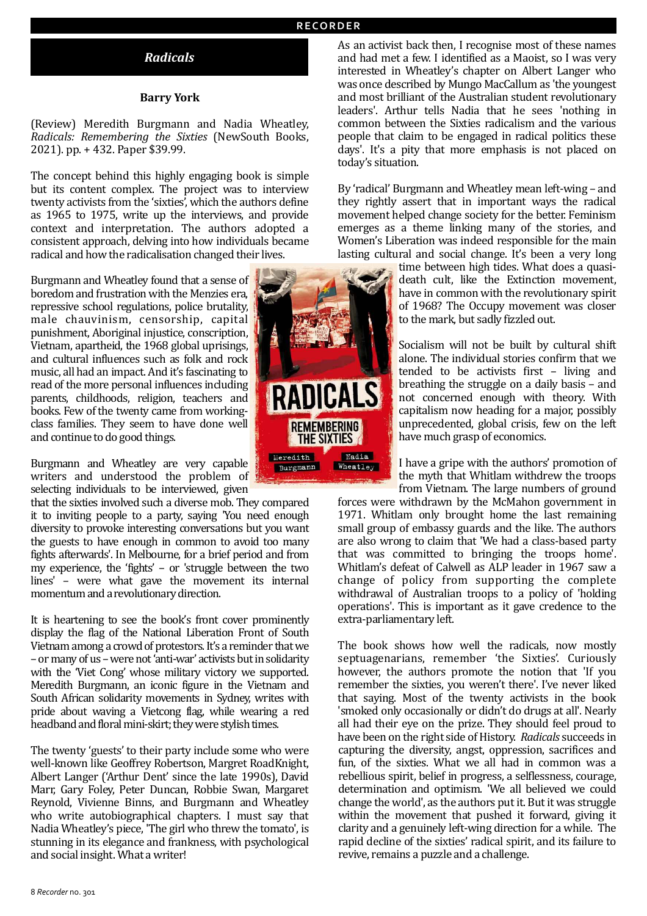## *Radicals*

**Barry York**

(Review) Meredith Burgmann and Nadia Wheatley, *Radicals: Remembering the Sixties* (NewSouth Books, 2021). pp. + 432. Paper $39.99.

The concept behind this highly engaging book is simple but its content complex. The project was to interview twenty activists from the 'sixties', which the authors define as 1965 to 1975, write up the interviews, and provide context and interpretation. The authors adopted a consistent approach, delving into how individuals became radical and how the radicalisation changed their lives.

Burgmann and Wheatley found that a sense of boredom and frustration with the Menzies era, repressive school regulations, police brutality, male chauvinism, censorship, capital punishment, Aboriginal injustice, conscription, Vietnam, apartheid, the 1968 global uprisings, and cultural influences such as folk and rock music, all had an impact. And it's fascinating to read of the more personal influences including parents, childhoods, religion, teachers and books. Few of the twenty came from working-class families. They seem to have done well and continue to do good things.

Burgmann and Wheatley are very capable writers and understood the problem of selecting individuals to be interviewed, given that the sixties involved such a diverse mob. They compared it to inviting people to a party, saying 'You need enough diversity to provoke interesting conversations but you want the guests to have enough in common to avoid too many fights afterwards'. In Melbourne, for a brief period and from my experience, the 'fights' – or 'struggle between the two lines' – were what gave the movement its internal momentum and a revolutionary direction.

It is heartening to see the book's front cover prominently display the flag of the National Liberation Front of South Vietnam among a crowd of protestors. It's a reminder that we – or many of us – were not 'anti-war' activists but in solidarity with the 'Viet Cong' whose military victory we supported. Meredith Burgmann, an iconic figure in the Vietnam and South African solidarity movements in Sydney, writes with pride about waving a Vietcong flag, while wearing a red headband and floral mini-skirt; they were stylish times.

The twenty 'guests' to their party include some who were well-known like Geoffrey Robertson, Margret RoadKnight, Albert Langer ('Arthur Dent' since the late 1990s), David Marr, Gary Foley, Peter Duncan, Robbie Swan, Margaret Reynold, Vivienne Binns, and Burgmann and Wheatley who write autobiographical chapters. I must say that Nadia Wheatley's piece, 'The girl who threw the tomato', is stunning in its elegance and frankness, with psychological and social insight. What a writer!

As an activist back then, I recognise most of these names and had met a few. I identified as a Maoist, so I was very interested in Wheatley's chapter on Albert Langer who was once described by Mungo MacCallum as 'the youngest and most brilliant of the Australian student revolutionary leaders'. Arthur tells Nadia that he sees 'nothing in common between the Sixties radicalism and the various people that claim to be engaged in radical politics these days'. It's a pity that more emphasis is not placed on today's situation.

By 'radical' Burgmann and Wheatley mean left-wing – and they rightly assert that in important ways the radical movement helped change society for the better. Feminism emerges as a theme linking many of the stories, and Women's Liberation was indeed responsible for the main lasting cultural and social change. It's been a very long time between high tides. What does a quasi-death cult, like the Extinction movement, have in common with the revolutionary spirit of 1968? The Occupy movement was closer to the mark, but sadly fizzled out.

Socialism will not be built by cultural shift alone. The individual stories confirm that we tended to be activists first – living and breathing the struggle on a daily basis – and not concerned enough with theory. With capitalism now heading for a major, possibly unprecedented, global crisis, few on the left have much grasp of economics.

I have a gripe with the authors' promotion of the myth that Whitlam withdrew the troops from Vietnam. The large numbers of ground forces were withdrawn by the McMahon government in 1971. Whitlam only brought home the last remaining small group of embassy guards and the like. The authors are also wrong to claim that 'We had a class-based party that was committed to bringing the troops home'. Whitlam's defeat of Calwell as ALP leader in 1967 saw a change of policy from supporting the complete withdrawal of Australian troops to a policy of 'holding operations'. This is important as it gave credence to the extra-parliamentary left.

The book shows how well the radicals, now mostly septuagenarians, remember 'the Sixties'. Curiously however, the authors promote the notion that 'If you remember the sixties, you weren't there'. I've never liked that saying. Most of the twenty activists in the book 'smoked only occasionally or didn't do drugs at all'. Nearly all had their eye on the prize. They should feel proud to have been on the right side of History. *Radicals* succeeds in capturing the diversity, angst, oppression, sacrifices and fun, of the sixties. What we all had in common was a rebellious spirit, belief in progress, a selflessness, courage, determination and optimism. 'We all believed we could change the world', as the authors put it. But it was struggle within the movement that pushed it forward, giving it clarity and a genuinely left-wing direction for a while. The rapid decline of the sixties' radical spirit, and its failure to revive, remains a puzzle and a challenge.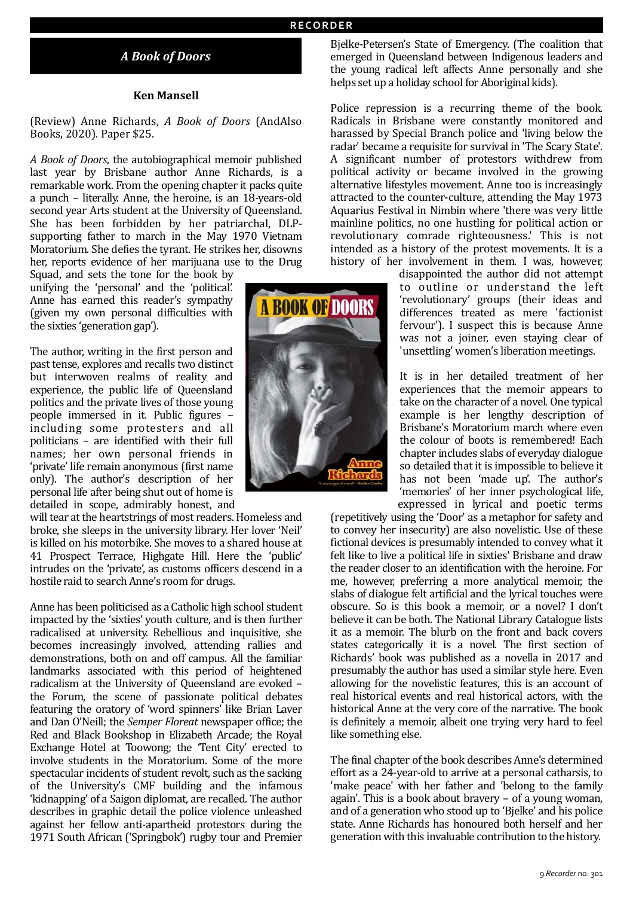## *A Book of Doors*

**Ken Mansell**

(Review) Anne Richards, *A Book of Doors* (AndAlso Books, 2020). Paper $25.

*A Book of Doors*, the autobiographical memoir published last year by Brisbane author Anne Richards, is a remarkable work. From the opening chapter it packs quite a punch – literally. Anne, the heroine, is an 18-years-old second year Arts student at the University of Queensland. She has been forbidden by her patriarchal, DLP-supporting father to march in the May 1970 Vietnam Moratorium. She defies the tyrant. He strikes her, disowns her, reports evidence of her marijuana use to the Drug Squad, and sets the tone for the book by unifying the 'personal' and the 'political'. Anne has earned this reader's sympathy (given my own personal difficulties with the sixties 'generation gap').

The author, writing in the first person and past tense, explores and recalls two distinct but interwoven realms of reality and experience, the public life of Queensland politics and the private lives of those young people immersed in it. Public figures – including some protesters and all politicians – are identified with their full names; her own personal friends in 'private' life remain anonymous (first name only). The author's description of her personal life after being shut out of home is detailed in scope, admirably honest, and will tear at the heartstrings of most readers. Homeless and broke, she sleeps in the university library. Her lover 'Neil' is killed on his motorbike. She moves to a shared house at 41 Prospect Terrace, Highgate Hill. Here the 'public' intrudes on the 'private', as customs officers descend in a hostile raid to search Anne's room for drugs.

Anne has been politicised as a Catholic high school student impacted by the 'sixties' youth culture, and is then further radicalised at university. Rebellious and inquisitive, she becomes increasingly involved, attending rallies and demonstrations, both on and off campus. All the familiar landmarks associated with this period of heightened radicalism at the University of Queensland are evoked – the Forum, the scene of passionate political debates featuring the oratory of 'word spinners' like Brian Laver and Dan O'Neill; the *Semper Floreat* newspaper office; the Red and Black Bookshop in Elizabeth Arcade; the Royal Exchange Hotel at Toowong; the 'Tent City' erected to involve students in the Moratorium. Some of the more spectacular incidents of student revolt, such as the sacking of the University's CMF building and the infamous 'kidnapping' of a Saigon diplomat, are recalled. The author describes in graphic detail the police violence unleashed against her fellow anti-apartheid protestors during the 1971 South African ('Springbok') rugby tour and Premier Bjelke-Petersen's State of Emergency. (The coalition that emerged in Queensland between Indigenous leaders and the young radical left affects Anne personally and she helps set up a holiday school for Aboriginal kids).

Police repression is a recurring theme of the book. Radicals in Brisbane were constantly monitored and harassed by Special Branch police and 'living below the radar' became a requisite for survival in 'The Scary State'. A significant number of protestors withdrew from political activity or became involved in the growing alternative lifestyles movement. Anne too is increasingly attracted to the counter-culture, attending the May 1973 Aquarius Festival in Nimbin where 'there was very little mainline politics, no one hustling for political action or revolutionary comrade righteousness.' This is not intended as a history of the protest movements. It is a history of her involvement in them. I was, however, disappointed the author did not attempt to outline or understand the left 'revolutionary' groups (their ideas and differences treated as mere 'factionist fervour'). I suspect this is because Anne was not a joiner, even staying clear of 'unsettling' women's liberation meetings.

It is in her detailed treatment of her experiences that the memoir appears to take on the character of a novel. One typical example is her lengthy description of Brisbane's Moratorium march where even the colour of boots is remembered! Each chapter includes slabs of everyday dialogue so detailed that it is impossible to believe it has not been 'made up'. The author's 'memories' of her inner psychological life, expressed in lyrical and poetic terms (repetitively using the 'Door' as a metaphor for safety and to convey her insecurity) are also novelistic. Use of these fictional devices is presumably intended to convey what it felt like to live a political life in sixties' Brisbane and draw the reader closer to an identification with the heroine. For me, however, preferring a more analytical memoir, the slabs of dialogue felt artificial and the lyrical touches were obscure. So is this book a memoir, or a novel? I don't believe it can be both. The National Library Catalogue lists it as a memoir. The blurb on the front and back covers states categorically it is a novel. The first section of Richards' book was published as a novella in 2017 and presumably the author has used a similar style here. Even allowing for the novelistic features, this is an account of real historical events and real historical actors, with the historical Anne at the very core of the narrative. The book is definitely a memoir, albeit one trying very hard to feel like something else.

The final chapter of the book describes Anne's determined effort as a 24-year-old to arrive at a personal catharsis, to 'make peace' with her father and 'belong to the family again'. This is a book about bravery – of a young woman, and of a generation who stood up to 'Bjelke' and his police state. Anne Richards has honoured both herself and her generation with this invaluable contribution to the history.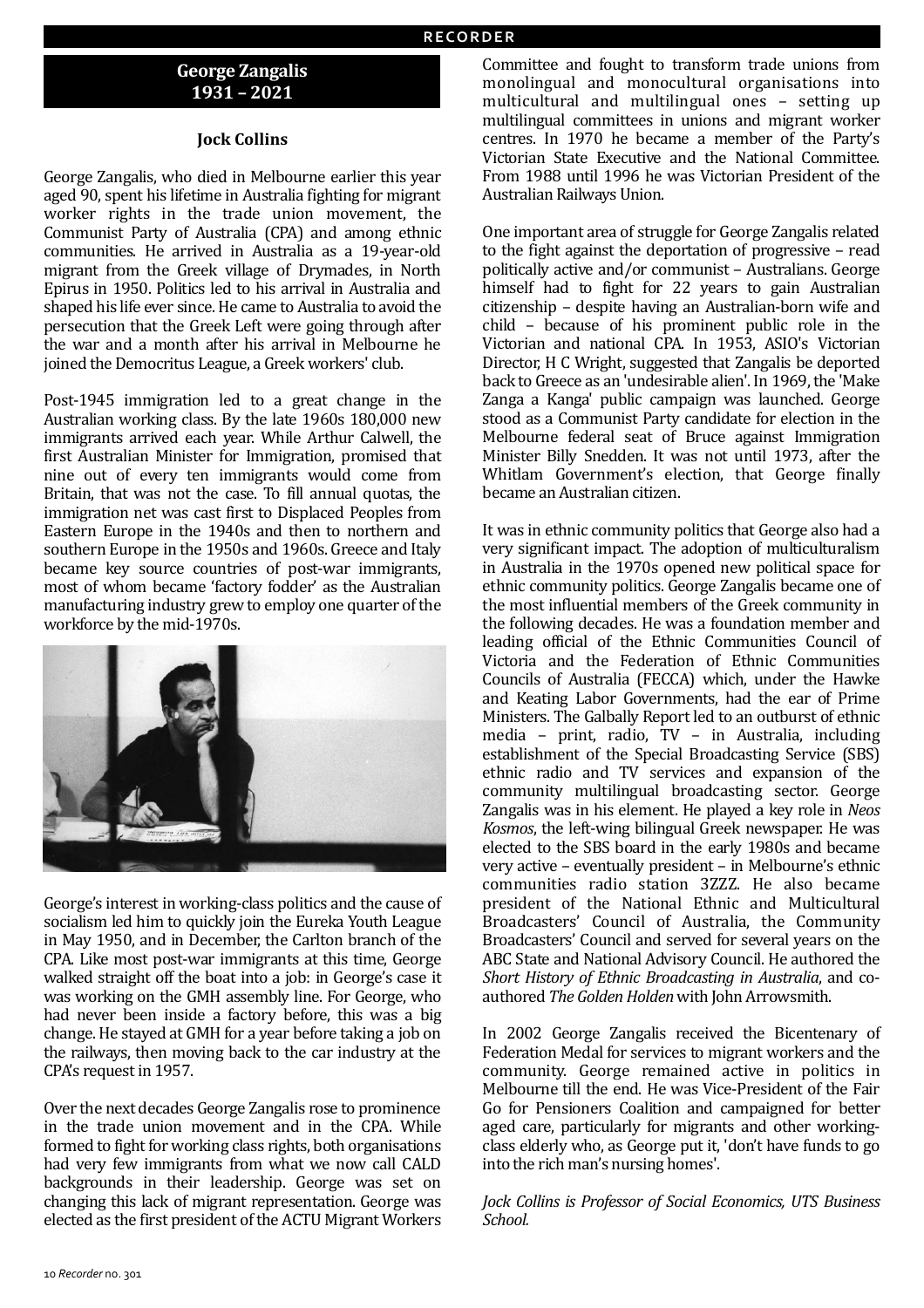## George Zangalis
## 1931 – 2021

**Jock Collins**

George Zangalis, who died in Melbourne earlier this year aged 90, spent his lifetime in Australia fighting for migrant worker rights in the trade union movement, the Communist Party of Australia (CPA) and among ethnic communities. He arrived in Australia as a 19-year-old migrant from the Greek village of Drymades, in North Epirus in 1950. Politics led to his arrival in Australia and shaped his life ever since. He came to Australia to avoid the persecution that the Greek Left were going through after the war and a month after his arrival in Melbourne he joined the Democritus League, a Greek workers' club.

Post-1945 immigration led to a great change in the Australian working class. By the late 1960s 180,000 new immigrants arrived each year. While Arthur Calwell, the first Australian Minister for Immigration, promised that nine out of every ten immigrants would come from Britain, that was not the case. To fill annual quotas, the immigration net was cast first to Displaced Peoples from Eastern Europe in the 1940s and then to northern and southern Europe in the 1950s and 1960s. Greece and Italy became key source countries of post-war immigrants, most of whom became 'factory fodder' as the Australian manufacturing industry grew to employ one quarter of the workforce by the mid-1970s.

George's interest in working-class politics and the cause of socialism led him to quickly join the Eureka Youth League in May 1950, and in December, the Carlton branch of the CPA. Like most post-war immigrants at this time, George walked straight off the boat into a job: in George's case it was working on the GMH assembly line. For George, who had never been inside a factory before, this was a big change. He stayed at GMH for a year before taking a job on the railways, then moving back to the car industry at the CPA's request in 1957.

Over the next decades George Zangalis rose to prominence in the trade union movement and in the CPA. While formed to fight for working class rights, both organisations had very few immigrants from what we now call CALD backgrounds in their leadership. George was set on changing this lack of migrant representation. George was elected as the first president of the ACTU Migrant Workers Committee and fought to transform trade unions from monolingual and monocultural organisations into multicultural and multilingual ones – setting up multilingual committees in unions and migrant worker centres. In 1970 he became a member of the Party's Victorian State Executive and the National Committee. From 1988 until 1996 he was Victorian President of the Australian Railways Union.

One important area of struggle for George Zangalis related to the fight against the deportation of progressive – read politically active and/or communist – Australians. George himself had to fight for 22 years to gain Australian citizenship – despite having an Australian-born wife and child – because of his prominent public role in the Victorian and national CPA. In 1953, ASIO's Victorian Director, H C Wright, suggested that Zangalis be deported back to Greece as an 'undesirable alien'. In 1969, the 'Make Zanga a Kanga' public campaign was launched. George stood as a Communist Party candidate for election in the Melbourne federal seat of Bruce against Immigration Minister Billy Snedden. It was not until 1973, after the Whitlam Government's election, that George finally became an Australian citizen.

It was in ethnic community politics that George also had a very significant impact. The adoption of multiculturalism in Australia in the 1970s opened new political space for ethnic community politics. George Zangalis became one of the most influential members of the Greek community in the following decades. He was a foundation member and leading official of the Ethnic Communities Council of Victoria and the Federation of Ethnic Communities Councils of Australia (FECCA) which, under the Hawke and Keating Labor Governments, had the ear of Prime Ministers. The Galbally Report led to an outburst of ethnic media – print, radio, TV – in Australia, including establishment of the Special Broadcasting Service (SBS) ethnic radio and TV services and expansion of the community multilingual broadcasting sector. George Zangalis was in his element. He played a key role in *Neos Kosmos*, the left-wing bilingual Greek newspaper. He was elected to the SBS board in the early 1980s and became very active – eventually president – in Melbourne's ethnic communities radio station 3ZZZ. He also became president of the National Ethnic and Multicultural Broadcasters' Council of Australia, the Community Broadcasters' Council and served for several years on the ABC State and National Advisory Council. He authored the *Short History of Ethnic Broadcasting in Australia*, and co-authored *The Golden Holden* with John Arrowsmith.

In 2002 George Zangalis received the Bicentenary of Federation Medal for services to migrant workers and the community. George remained active in politics in Melbourne till the end. He was Vice-President of the Fair Go for Pensioners Coalition and campaigned for better aged care, particularly for migrants and other working-class elderly who, as George put it, 'don't have funds to go into the rich man's nursing homes'.

*Jock Collins is Professor of Social Economics, UTS Business School.*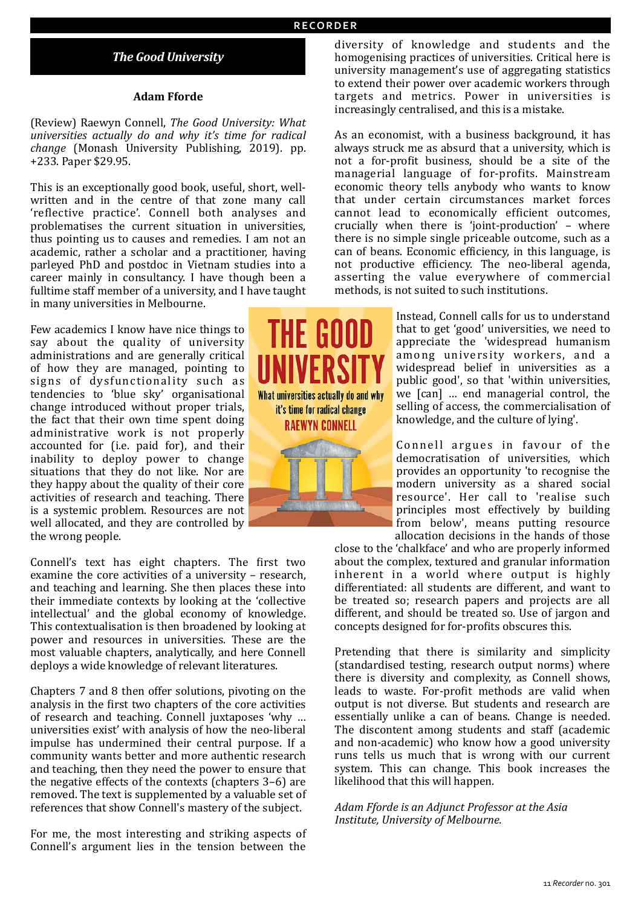## *The Good University*

**Adam Fforde**

(Review) Raewyn Connell, *The Good University: What universities actually do and why it's time for radical change* (Monash University Publishing, 2019). pp. +233. Paper $29.95.

This is an exceptionally good book, useful, short, well-written and in the centre of that zone many call 'reflective practice'. Connell both analyses and problematises the current situation in universities, thus pointing us to causes and remedies. I am not an academic, rather a scholar and a practitioner, having parleyed PhD and postdoc in Vietnam studies into a career mainly in consultancy. I have though been a fulltime staff member of a university, and I have taught in many universities in Melbourne.

Few academics I know have nice things to say about the quality of university administrations and are generally critical of how they are managed, pointing to signs of dysfunctionality such as tendencies to 'blue sky' organisational change introduced without proper trials, the fact that their own time spent doing administrative work is not properly accounted for (i.e. paid for), and their inability to deploy power to change situations that they do not like. Nor are they happy about the quality of their core activities of research and teaching. There is a systemic problem. Resources are not well allocated, and they are controlled by the wrong people.

Connell's text has eight chapters. The first two examine the core activities of a university – research, and teaching and learning. She then places these into their immediate contexts by looking at the 'collective intellectual' and the global economy of knowledge. This contextualisation is then broadened by looking at power and resources in universities. These are the most valuable chapters, analytically, and here Connell deploys a wide knowledge of relevant literatures.

Chapters 7 and 8 then offer solutions, pivoting on the analysis in the first two chapters of the core activities of research and teaching. Connell juxtaposes 'why … universities exist' with analysis of how the neo-liberal impulse has undermined their central purpose. If a community wants better and more authentic research and teaching, then they need the power to ensure that the negative effects of the contexts (chapters 3–6) are removed. The text is supplemented by a valuable set of references that show Connell's mastery of the subject.

For me, the most interesting and striking aspects of Connell's argument lies in the tension between the diversity of knowledge and students and the homogenising practices of universities. Critical here is university management's use of aggregating statistics to extend their power over academic workers through targets and metrics. Power in universities is increasingly centralised, and this is a mistake.

As an economist, with a business background, it has always struck me as absurd that a university, which is not a for-profit business, should be a site of the managerial language of for-profits. Mainstream economic theory tells anybody who wants to know that under certain circumstances market forces cannot lead to economically efficient outcomes, crucially when there is 'joint-production' – where there is no simple single priceable outcome, such as a can of beans. Economic efficiency, in this language, is not productive efficiency. The neo-liberal agenda, asserting the value everywhere of commercial methods, is not suited to such institutions.

Instead, Connell calls for us to understand that to get 'good' universities, we need to appreciate the 'widespread humanism among university workers, and a widespread belief in universities as a public good', so that 'within universities, we [can] … end managerial control, the selling of access, the commercialisation of knowledge, and the culture of lying'.

Connell argues in favour of the democratisation of universities, which provides an opportunity 'to recognise the modern university as a shared social resource'. Her call to 'realise such principles most effectively by building from below', means putting resource allocation decisions in the hands of those close to the 'chalkface' and who are properly informed about the complex, textured and granular information inherent in a world where output is highly differentiated: all students are different, and want to be treated so; research papers and projects are all different, and should be treated so. Use of jargon and concepts designed for for-profits obscures this.

Pretending that there is similarity and simplicity (standardised testing, research output norms) where there is diversity and complexity, as Connell shows, leads to waste. For-profit methods are valid when output is not diverse. But students and research are essentially unlike a can of beans. Change is needed. The discontent among students and staff (academic and non-academic) who know how a good university runs tells us much that is wrong with our current system. This can change. This book increases the likelihood that this will happen.

*Adam Fforde is an Adjunct Professor at the Asia Institute, University of Melbourne.*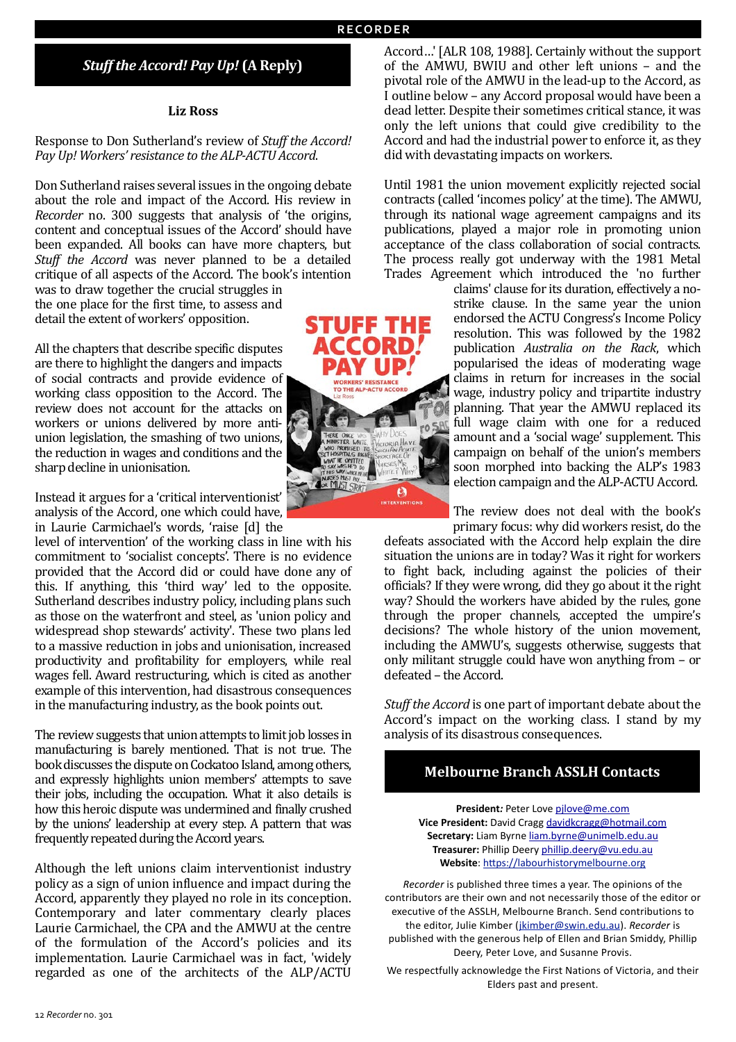## *Stuff the Accord! Pay Up!* (A Reply)

**Liz Ross**

Response to Don Sutherland's review of *Stuff the Accord! Pay Up! Workers' resistance to the ALP-ACTU Accord*.

Don Sutherland raises several issues in the ongoing debate about the role and impact of the Accord. His review in *Recorder* no. 300 suggests that analysis of 'the origins, content and conceptual issues of the Accord' should have been expanded. All books can have more chapters, but *Stuff the Accord* was never planned to be a detailed critique of all aspects of the Accord. The book's intention was to draw together the crucial struggles in the one place for the first time, to assess and detail the extent of workers' opposition.

All the chapters that describe specific disputes are there to highlight the dangers and impacts of social contracts and provide evidence of working class opposition to the Accord. The review does not account for the attacks on workers or unions delivered by more anti-union legislation, the smashing of two unions, the reduction in wages and conditions and the sharp decline in unionisation.

Instead it argues for a 'critical interventionist' analysis of the Accord, one which could have, in Laurie Carmichael's words, 'raise [d] the level of intervention' of the working class in line with his commitment to 'socialist concepts'. There is no evidence provided that the Accord did or could have done any of this. If anything, this 'third way' led to the opposite. Sutherland describes industry policy, including plans such as those on the waterfront and steel, as 'union policy and widespread shop stewards' activity'. These two plans led to a massive reduction in jobs and unionisation, increased productivity and profitability for employers, while real wages fell. Award restructuring, which is cited as another example of this intervention, had disastrous consequences in the manufacturing industry, as the book points out.

The review suggests that union attempts to limit job losses in manufacturing is barely mentioned. That is not true. The book discusses the dispute on Cockatoo Island, among others, and expressly highlights union members' attempts to save their jobs, including the occupation. What it also details is how this heroic dispute was undermined and finally crushed by the unions' leadership at every step. A pattern that was frequently repeated during the Accord years.

Although the left unions claim interventionist industry policy as a sign of union influence and impact during the Accord, apparently they played no role in its conception. Contemporary and later commentary clearly places Laurie Carmichael, the CPA and the AMWU at the centre of the formulation of the Accord's policies and its implementation. Laurie Carmichael was in fact, 'widely regarded as one of the architects of the ALP/ACTU Accord...' [ALR 108, 1988]. Certainly without the support of the AMWU, BWIU and other left unions – and the pivotal role of the AMWU in the lead-up to the Accord, as I outline below – any Accord proposal would have been a dead letter. Despite their sometimes critical stance, it was only the left unions that could give credibility to the Accord and had the industrial power to enforce it, as they did with devastating impacts on workers.

Until 1981 the union movement explicitly rejected social contracts (called 'incomes policy' at the time). The AMWU, through its national wage agreement campaigns and its publications, played a major role in promoting union acceptance of the class collaboration of social contracts. The process really got underway with the 1981 Metal Trades Agreement which introduced the 'no further claims' clause for its duration, effectively a no-strike clause. In the same year the union endorsed the ACTU Congress's Income Policy resolution. This was followed by the 1982 publication *Australia on the Rack*, which popularised the ideas of moderating wage claims in return for increases in the social wage, industry policy and tripartite industry planning. That year the AMWU replaced its full wage claim with one for a reduced amount and a 'social wage' supplement. This campaign on behalf of the union's members soon morphed into backing the ALP's 1983 election campaign and the ALP-ACTU Accord.

The review does not deal with the book's primary focus: why did workers resist, do the defeats associated with the Accord help explain the dire situation the unions are in today? Was it right for workers to fight back, including against the policies of their officials? If they were wrong, did they go about it the right way? Should the workers have abided by the rules, gone through the proper channels, accepted the umpire's decisions? The whole history of the union movement, including the AMWU's, suggests otherwise, suggests that only militant struggle could have won anything from – or defeated – the Accord.

*Stuff the Accord* is one part of important debate about the Accord's impact on the working class. I stand by my analysis of its disastrous consequences.

## Melbourne Branch ASSLH Contacts

**President:** Peter Love pjlove@me.com
**Vice President:** David Cragg davidkcragg@hotmail.com
**Secretary:** Liam Byrne liam.byrne@unimelb.edu.au
**Treasurer:** Phillip Deery phillip.deery@vu.edu.au
**Website**: https://labourhistorymelbourne.org

*Recorder* is published three times a year. The opinions of the contributors are their own and not necessarily those of the editor or executive of the ASSLH, Melbourne Branch. Send contributions to the editor, Julie Kimber (jkimber@swin.edu.au). *Recorder* is published with the generous help of Ellen and Brian Smiddy, Phillip Deery, Peter Love, and Susanne Provis.

We respectfully acknowledge the First Nations of Victoria, and their Elders past and present.